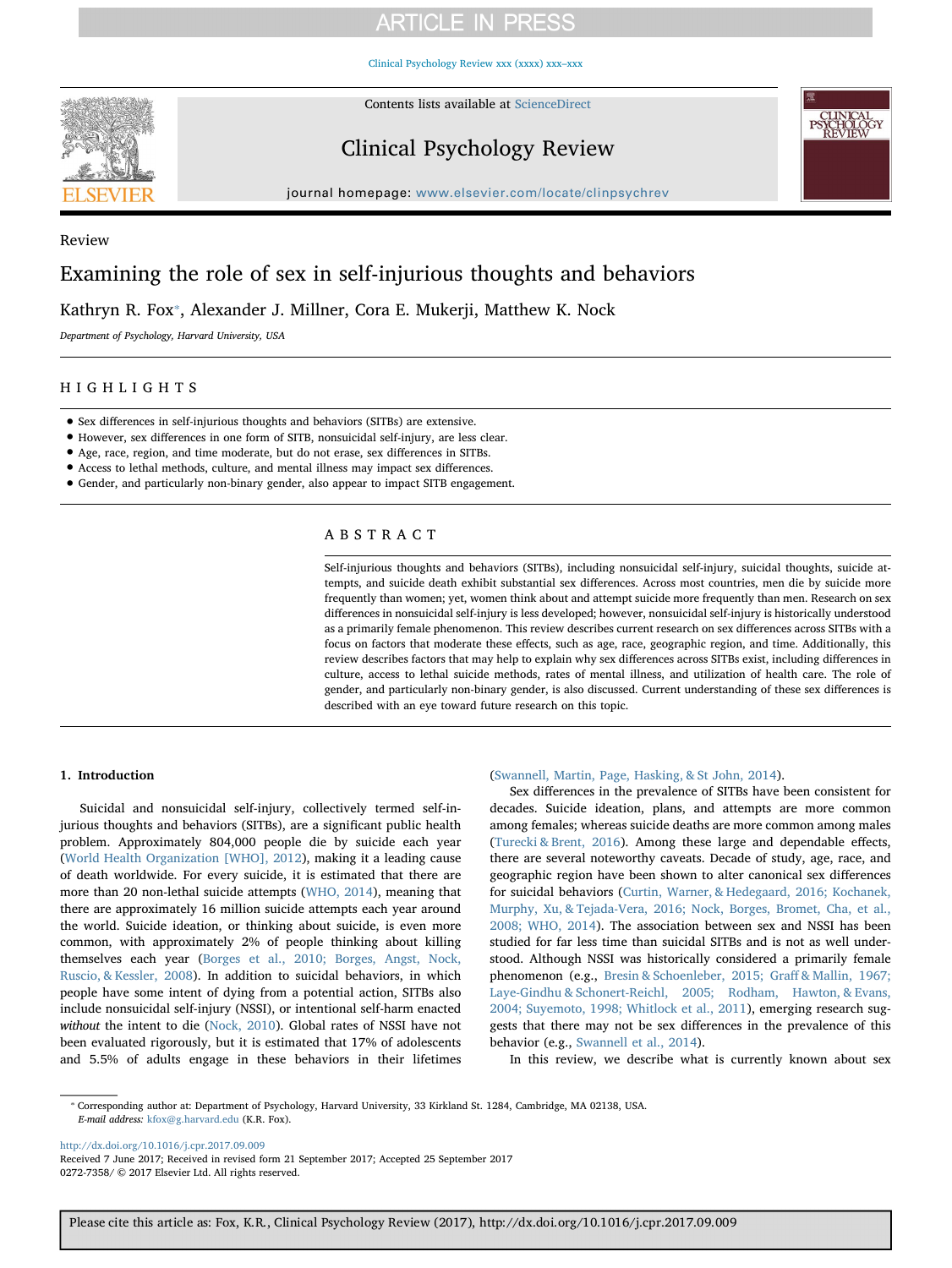Review

# Examining the role of sex in self-injurious thoughts and behaviors

Kathryn R. Fox*, Alexander J. Millner, Cora E. Mukerji, Matthew K. Nock

*Department of Psychology, Harvard University, USA*

## HIGHLIGHTS

- Sex differences in self-injurious thoughts and behaviors (SITBs) are extensive.
- However, sex differences in one form of SITB, nonsuicidal self-injury, are less clear.
- Age, race, region, and time moderate, but do not erase, sex differences in SITBs.
- Access to lethal methods, culture, and mental illness may impact sex differences.
- Gender, and particularly non-binary gender, also appear to impact SITB engagement.

## ABSTRACT

Self-injurious thoughts and behaviors (SITBs), including nonsuicidal self-injury, suicidal thoughts, suicide attempts, and suicide death exhibit substantial sex differences. Across most countries, men die by suicide more frequently than women; yet, women think about and attempt suicide more frequently than men. Research on sex differences in nonsuicidal self-injury is less developed; however, nonsuicidal self-injury is historically understood as a primarily female phenomenon. This review describes current research on sex differences across SITBs with a focus on factors that moderate these effects, such as age, race, geographic region, and time. Additionally, this review describes factors that may help to explain why sex differences across SITBs exist, including differences in culture, access to lethal suicide methods, rates of mental illness, and utilization of health care. The role of gender, and particularly non-binary gender, is also discussed. Current understanding of these sex differences is described with an eye toward future research on this topic.

## 1. Introduction

Suicidal and nonsuicidal self-injury, collectively termed self-injurious thoughts and behaviors (SITBs), are a significant public health problem. Approximately 804,000 people die by suicide each year (World Health Organization [WHO], 2012), making it a leading cause of death worldwide. For every suicide, it is estimated that there are more than 20 non-lethal suicide attempts (WHO, 2014), meaning that there are approximately 16 million suicide attempts each year around the world. Suicide ideation, or thinking about suicide, is even more common, with approximately 2% of people thinking about killing themselves each year (Borges et al., 2010; Borges, Angst, Nock, Ruscio, & Kessler, 2008). In addition to suicidal behaviors, in which people have some intent of dying from a potential action, SITBs also include nonsuicidal self-injury (NSSI), or intentional self-harm enacted *without* the intent to die (Nock, 2010). Global rates of NSSI have not been evaluated rigorously, but it is estimated that 17% of adolescents and 5.5% of adults engage in these behaviors in their lifetimes (Swannell, Martin, Page, Hasking, & St John, 2014).

Sex differences in the prevalence of SITBs have been consistent for decades. Suicide ideation, plans, and attempts are more common among females; whereas suicide deaths are more common among males (Turecki & Brent, 2016). Among these large and dependable effects, there are several noteworthy caveats. Decade of study, age, race, and geographic region have been shown to alter canonical sex differences for suicidal behaviors (Curtin, Warner, & Hedegaard, 2016; Kochanek, Murphy, Xu, & Tejada-Vera, 2016; Nock, Borges, Bromet, Cha, et al., 2008; WHO, 2014). The association between sex and NSSI has been studied for far less time than suicidal SITBs and is not as well understood. Although NSSI was historically considered a primarily female phenomenon (e.g., Bresin & Schoenleber, 2015; Graff & Mallin, 1967; Laye-Gindhu & Schonert-Reichl, 2005; Rodham, Hawton, & Evans, 2004; Suyemoto, 1998; Whitlock et al., 2011), emerging research suggests that there may not be sex differences in the prevalence of this behavior (e.g., Swannell et al., 2014).

In this review, we describe what is currently known about sex

---

* Corresponding author at: Department of Psychology, Harvard University, 33 Kirkland St. 1284, Cambridge, MA 02138, USA.
*E-mail address:* kfox@g.harvard.edu (K.R. Fox).

http://dx.doi.org/10.1016/j.cpr.2017.09.009
Received 7 June 2017; Received in revised form 21 September 2017; Accepted 25 September 2017
0272-7358/ © 2017 Elsevier Ltd. All rights reserved.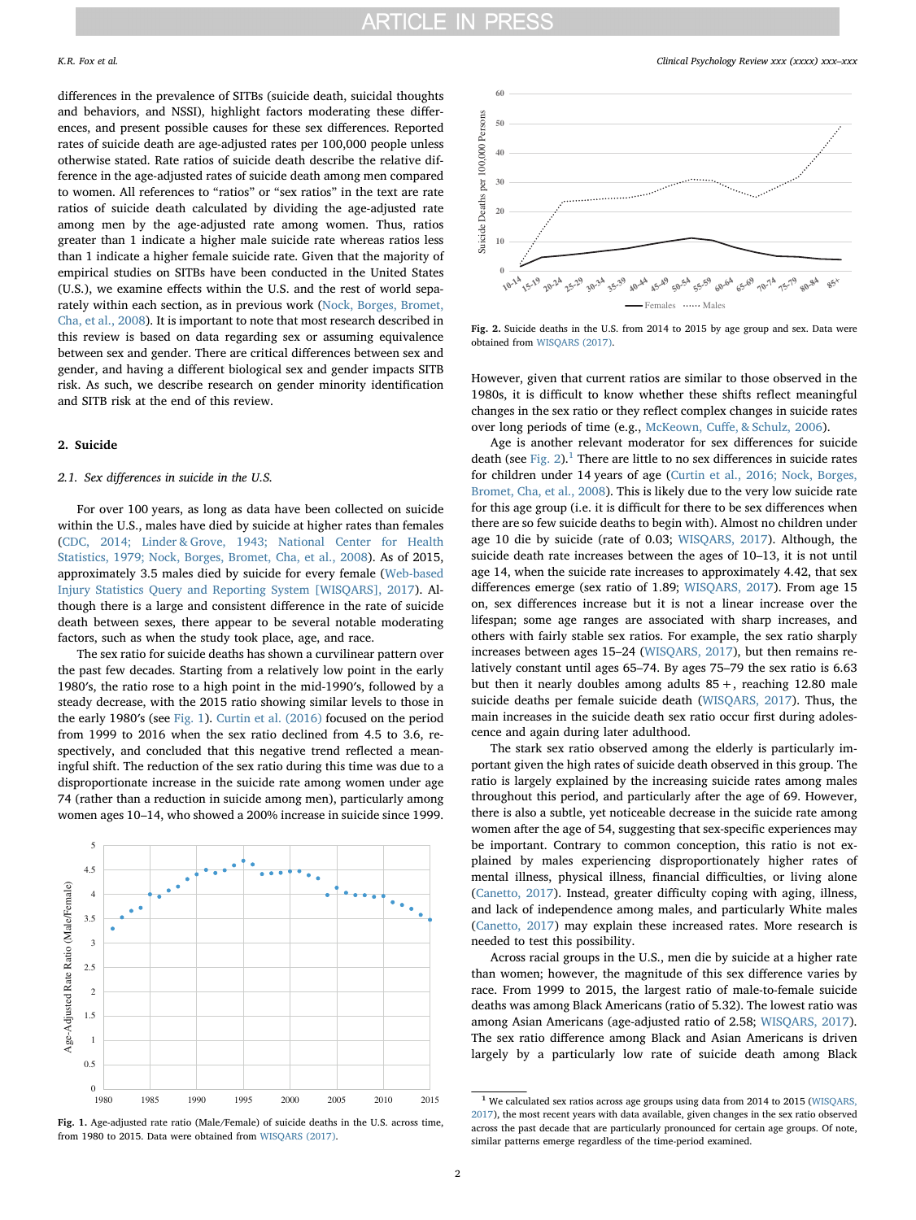differences in the prevalence of SITBs (suicide death, suicidal thoughts and behaviors, and NSSI), highlight factors moderating these differences, and present possible causes for these sex differences. Reported rates of suicide death are age-adjusted rates per 100,000 people unless otherwise stated. Rate ratios of suicide death describe the relative difference in the age-adjusted rates of suicide death among men compared to women. All references to "ratios" or "sex ratios" in the text are rate ratios of suicide death calculated by dividing the age-adjusted rate among men by the age-adjusted rate among women. Thus, ratios greater than 1 indicate a higher male suicide rate whereas ratios less than 1 indicate a higher female suicide rate. Given that the majority of empirical studies on SITBs have been conducted in the United States (U.S.), we examine effects within the U.S. and the rest of world separately within each section, as in previous work (Nock, Borges, Bromet, Cha, et al., 2008). It is important to note that most research described in this review is based on data regarding sex or assuming equivalence between sex and gender. There are critical differences between sex and gender, and having a different biological sex and gender impacts SITB risk. As such, we describe research on gender minority identification and SITB risk at the end of this review.

## 2. Suicide

### 2.1. Sex differences in suicide in the U.S.

For over 100 years, as long as data have been collected on suicide within the U.S., males have died by suicide at higher rates than females (CDC, 2014; Linder & Grove, 1943; National Center for Health Statistics, 1979; Nock, Borges, Bromet, Cha, et al., 2008). As of 2015, approximately 3.5 males died by suicide for every female (Web-based Injury Statistics Query and Reporting System [WISQARS], 2017). Although there is a large and consistent difference in the rate of suicide death between sexes, there appear to be several notable moderating factors, such as when the study took place, age, and race.

The sex ratio for suicide deaths has shown a curvilinear pattern over the past few decades. Starting from a relatively low point in the early 1980′s, the ratio rose to a high point in the mid-1990′s, followed by a steady decrease, with the 2015 ratio showing similar levels to those in the early 1980′s (see Fig. 1). Curtin et al. (2016) focused on the period from 1999 to 2016 when the sex ratio declined from 4.5 to 3.6, respectively, and concluded that this negative trend reflected a meaningful shift. The reduction of the sex ratio during this time was due to a disproportionate increase in the suicide rate among women under age 74 (rather than a reduction in suicide among men), particularly among women ages 10–14, who showed a 200% increase in suicide since 1999.

**Fig. 1.** Age-adjusted rate ratio (Male/Female) of suicide deaths in the U.S. across time, from 1980 to 2015. Data were obtained from WISQARS (2017).

**Fig. 2.** Suicide deaths in the U.S. from 2014 to 2015 by age group and sex. Data were obtained from WISQARS (2017).

However, given that current ratios are similar to those observed in the 1980s, it is difficult to know whether these shifts reflect meaningful changes in the sex ratio or they reflect complex changes in suicide rates over long periods of time (e.g., McKeown, Cuffe, & Schulz, 2006).

Age is another relevant moderator for sex differences for suicide death (see Fig. 2).[1] There are little to no sex differences in suicide rates for children under 14 years of age (Curtin et al., 2016; Nock, Borges, Bromet, Cha, et al., 2008). This is likely due to the very low suicide rate for this age group (i.e. it is difficult for there to be sex differences when there are so few suicide deaths to begin with). Almost no children under age 10 die by suicide (rate of 0.03; WISQARS, 2017). Although, the suicide death rate increases between the ages of 10–13, it is not until age 14, when the suicide rate increases to approximately 4.42, that sex differences emerge (sex ratio of 1.89; WISQARS, 2017). From age 15 on, sex differences increase but it is not a linear increase over the lifespan; some age ranges are associated with sharp increases, and others with fairly stable sex ratios. For example, the sex ratio sharply increases between ages 15–24 (WISQARS, 2017), but then remains relatively constant until ages 65–74. By ages 75–79 the sex ratio is 6.63 but then it nearly doubles among adults 85+, reaching 12.80 male suicide deaths per female suicide death (WISQARS, 2017). Thus, the main increases in the suicide death sex ratio occur first during adolescence and again during later adulthood.

The stark sex ratio observed among the elderly is particularly important given the high rates of suicide death observed in this group. The ratio is largely explained by the increasing suicide rates among males throughout this period, and particularly after the age of 69. However, there is also a subtle, yet noticeable decrease in the suicide rate among women after the age of 54, suggesting that sex-specific experiences may be important. Contrary to common conception, this ratio is not explained by males experiencing disproportionately higher rates of mental illness, physical illness, financial difficulties, or living alone (Canetto, 2017). Instead, greater difficulty coping with aging, illness, and lack of independence among males, and particularly White males (Canetto, 2017) may explain these increased rates. More research is needed to test this possibility.

Across racial groups in the U.S., men die by suicide at a higher rate than women; however, the magnitude of this sex difference varies by race. From 1999 to 2015, the largest ratio of male-to-female suicide deaths was among Black Americans (ratio of 5.32). The lowest ratio was among Asian Americans (age-adjusted ratio of 2.58; WISQARS, 2017). The sex ratio difference among Black and Asian Americans is driven largely by a particularly low rate of suicide death among Black

[1] We calculated sex ratios across age groups using data from 2014 to 2015 (WISQARS, 2017), the most recent years with data available, given changes in the sex ratio observed across the past decade that are particularly pronounced for certain age groups. Of note, similar patterns emerge regardless of the time-period examined.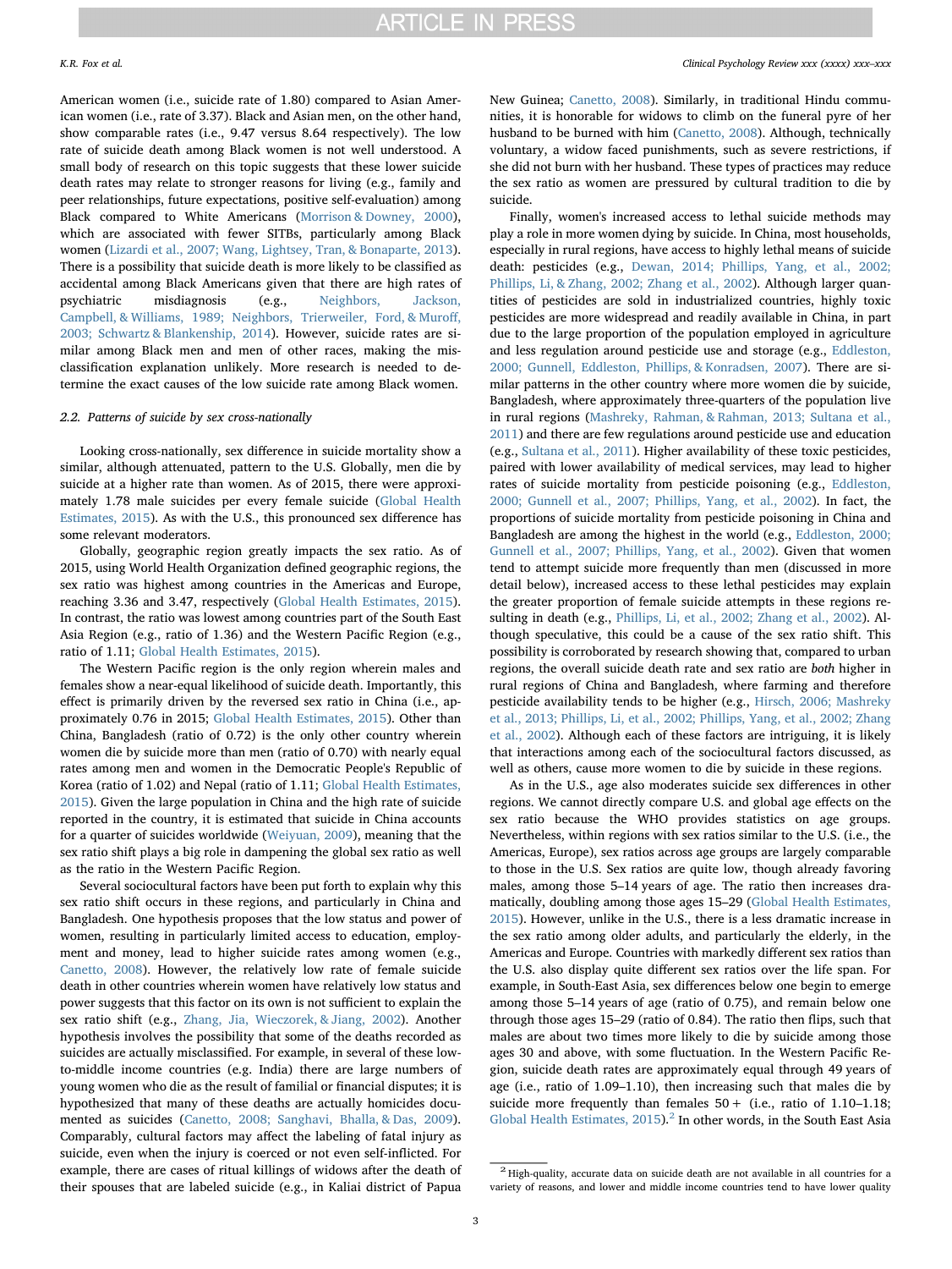American women (i.e., suicide rate of 1.80) compared to Asian American women (i.e., rate of 3.37). Black and Asian men, on the other hand, show comparable rates (i.e., 9.47 versus 8.64 respectively). The low rate of suicide death among Black women is not well understood. A small body of research on this topic suggests that these lower suicide death rates may relate to stronger reasons for living (e.g., family and peer relationships, future expectations, positive self-evaluation) among Black compared to White Americans (Morrison & Downey, 2000), which are associated with fewer SITBs, particularly among Black women (Lizardi et al., 2007; Wang, Lightsey, Tran, & Bonaparte, 2013). There is a possibility that suicide death is more likely to be classified as accidental among Black Americans given that there are high rates of psychiatric misdiagnosis (e.g., Neighbors, Jackson, Campbell, & Williams, 1989; Neighbors, Trierweiler, Ford, & Muroff, 2003; Schwartz & Blankenship, 2014). However, suicide rates are similar among Black men and men of other races, making the misclassification explanation unlikely. More research is needed to determine the exact causes of the low suicide rate among Black women.

### 2.2. Patterns of suicide by sex cross-nationally

Looking cross-nationally, sex difference in suicide mortality show a similar, although attenuated, pattern to the U.S. Globally, men die by suicide at a higher rate than women. As of 2015, there were approximately 1.78 male suicides per every female suicide (Global Health Estimates, 2015). As with the U.S., this pronounced sex difference has some relevant moderators.

Globally, geographic region greatly impacts the sex ratio. As of 2015, using World Health Organization defined geographic regions, the sex ratio was highest among countries in the Americas and Europe, reaching 3.36 and 3.47, respectively (Global Health Estimates, 2015). In contrast, the ratio was lowest among countries part of the South East Asia Region (e.g., ratio of 1.36) and the Western Pacific Region (e.g., ratio of 1.11; Global Health Estimates, 2015).

The Western Pacific region is the only region wherein males and females show a near-equal likelihood of suicide death. Importantly, this effect is primarily driven by the reversed sex ratio in China (i.e., approximately 0.76 in 2015; Global Health Estimates, 2015). Other than China, Bangladesh (ratio of 0.72) is the only other country wherein women die by suicide more than men (ratio of 0.70) with nearly equal rates among men and women in the Democratic People's Republic of Korea (ratio of 1.02) and Nepal (ratio of 1.11; Global Health Estimates, 2015). Given the large population in China and the high rate of suicide reported in the country, it is estimated that suicide in China accounts for a quarter of suicides worldwide (Weiyuan, 2009), meaning that the sex ratio shift plays a big role in dampening the global sex ratio as well as the ratio in the Western Pacific Region.

Several sociocultural factors have been put forth to explain why this sex ratio shift occurs in these regions, and particularly in China and Bangladesh. One hypothesis proposes that the low status and power of women, resulting in particularly limited access to education, employment and money, lead to higher suicide rates among women (e.g., Canetto, 2008). However, the relatively low rate of female suicide death in other countries wherein women have relatively low status and power suggests that this factor on its own is not sufficient to explain the sex ratio shift (e.g., Zhang, Jia, Wieczorek, & Jiang, 2002). Another hypothesis involves the possibility that some of the deaths recorded as suicides are actually misclassified. For example, in several of these low-to-middle income countries (e.g. India) there are large numbers of young women who die as the result of familial or financial disputes; it is hypothesized that many of these deaths are actually homicides documented as suicides (Canetto, 2008; Sanghavi, Bhalla, & Das, 2009). Comparably, cultural factors may affect the labeling of fatal injury as suicide, even when the injury is coerced or not even self-inflicted. For example, there are cases of ritual killings of widows after the death of their spouses that are labeled suicide (e.g., in Kaliai district of Papua New Guinea; Canetto, 2008). Similarly, in traditional Hindu communities, it is honorable for widows to climb on the funeral pyre of her husband to be burned with him (Canetto, 2008). Although, technically voluntary, a widow faced punishments, such as severe restrictions, if she did not burn with her husband. These types of practices may reduce the sex ratio as women are pressured by cultural tradition to die by suicide.

Finally, women's increased access to lethal suicide methods may play a role in more women dying by suicide. In China, most households, especially in rural regions, have access to highly lethal means of suicide death: pesticides (e.g., Dewan, 2014; Phillips, Yang, et al., 2002; Phillips, Li, & Zhang, 2002; Zhang et al., 2002). Although larger quantities of pesticides are sold in industrialized countries, highly toxic pesticides are more widespread and readily available in China, in part due to the large proportion of the population employed in agriculture and less regulation around pesticide use and storage (e.g., Eddleston, 2000; Gunnell, Eddleston, Phillips, & Konradsen, 2007). There are similar patterns in the other country where more women die by suicide, Bangladesh, where approximately three-quarters of the population live in rural regions (Mashreky, Rahman, & Rahman, 2013; Sultana et al., 2011) and there are few regulations around pesticide use and education (e.g., Sultana et al., 2011). Higher availability of these toxic pesticides, paired with lower availability of medical services, may lead to higher rates of suicide mortality from pesticide poisoning (e.g., Eddleston, 2000; Gunnell et al., 2007; Phillips, Yang, et al., 2002). In fact, the proportions of suicide mortality from pesticide poisoning in China and Bangladesh are among the highest in the world (e.g., Eddleston, 2000; Gunnell et al., 2007; Phillips, Yang, et al., 2002). Given that women tend to attempt suicide more frequently than men (discussed in more detail below), increased access to these lethal pesticides may explain the greater proportion of female suicide attempts in these regions resulting in death (e.g., Phillips, Li, et al., 2002; Zhang et al., 2002). Although speculative, this could be a cause of the sex ratio shift. This possibility is corroborated by research showing that, compared to urban regions, the overall suicide death rate and sex ratio are *both* higher in rural regions of China and Bangladesh, where farming and therefore pesticide availability tends to be higher (e.g., Hirsch, 2006; Mashreky et al., 2013; Phillips, Li, et al., 2002; Phillips, Yang, et al., 2002; Zhang et al., 2002). Although each of these factors are intriguing, it is likely that interactions among each of the sociocultural factors discussed, as well as others, cause more women to die by suicide in these regions.

As in the U.S., age also moderates suicide sex differences in other regions. We cannot directly compare U.S. and global age effects on the sex ratio because the WHO provides statistics on age groups. Nevertheless, within regions with sex ratios similar to the U.S. (i.e., the Americas, Europe), sex ratios across age groups are largely comparable to those in the U.S. Sex ratios are quite low, though already favoring males, among those 5–14 years of age. The ratio then increases dramatically, doubling among those ages 15–29 (Global Health Estimates, 2015). However, unlike in the U.S., there is a less dramatic increase in the sex ratio among older adults, and particularly the elderly, in the Americas and Europe. Countries with markedly different sex ratios than the U.S. also display quite different sex ratios over the life span. For example, in South-East Asia, sex differences below one begin to emerge among those 5–14 years of age (ratio of 0.75), and remain below one through those ages 15–29 (ratio of 0.84). The ratio then flips, such that males are about two times more likely to die by suicide among those ages 30 and above, with some fluctuation. In the Western Pacific Region, suicide death rates are approximately equal through 49 years of age (i.e., ratio of 1.09–1.10), then increasing such that males die by suicide more frequently than females 50 + (i.e., ratio of 1.10–1.18; Global Health Estimates, 2015).[2] In other words, in the South East Asia

[2] High-quality, accurate data on suicide death are not available in all countries for a variety of reasons, and lower and middle income countries tend to have lower quality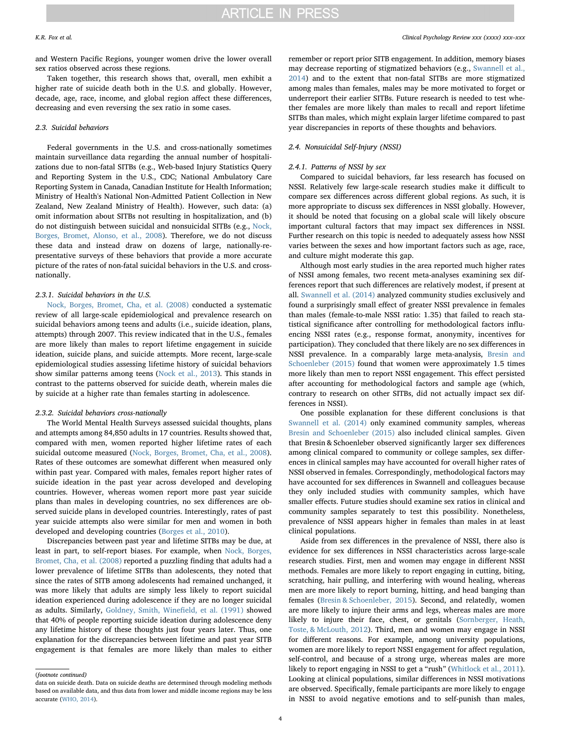and Western Pacific Regions, younger women drive the lower overall sex ratios observed across these regions.

Taken together, this research shows that, overall, men exhibit a higher rate of suicide death both in the U.S. and globally. However, decade, age, race, income, and global region affect these differences, decreasing and even reversing the sex ratio in some cases.

### 2.3. Suicidal behaviors

Federal governments in the U.S. and cross-nationally sometimes maintain surveillance data regarding the annual number of hospitalizations due to non-fatal SITBs (e.g., Web-based Injury Statistics Query and Reporting System in the U.S., CDC; National Ambulatory Care Reporting System in Canada, Canadian Institute for Health Information; Ministry of Health's National Non-Admitted Patient Collection in New Zealand, New Zealand Ministry of Health). However, such data: (a) omit information about SITBs not resulting in hospitalization, and (b) do not distinguish between suicidal and nonsuicidal SITBs (e.g., Nock, Borges, Bromet, Alonso, et al., 2008). Therefore, we do not discuss these data and instead draw on dozens of large, nationally-representative surveys of these behaviors that provide a more accurate picture of the rates of non-fatal suicidal behaviors in the U.S. and cross-nationally.

#### 2.3.1. Suicidal behaviors in the U.S.

Nock, Borges, Bromet, Cha, et al. (2008) conducted a systematic review of all large-scale epidemiological and prevalence research on suicidal behaviors among teens and adults (i.e., suicide ideation, plans, attempts) through 2007. This review indicated that in the U.S., females are more likely than males to report lifetime engagement in suicide ideation, suicide plans, and suicide attempts. More recent, large-scale epidemiological studies assessing lifetime history of suicidal behaviors show similar patterns among teens (Nock et al., 2013). This stands in contrast to the patterns observed for suicide death, wherein males die by suicide at a higher rate than females starting in adolescence.

#### 2.3.2. Suicidal behaviors cross-nationally

The World Mental Health Surveys assessed suicidal thoughts, plans and attempts among 84,850 adults in 17 countries. Results showed that, compared with men, women reported higher lifetime rates of each suicidal outcome measured (Nock, Borges, Bromet, Cha, et al., 2008). Rates of these outcomes are somewhat different when measured only within past year. Compared with males, females report higher rates of suicide ideation in the past year across developed and developing countries. However, whereas women report more past year suicide plans than males in developing countries, no sex differences are observed suicide plans in developed countries. Interestingly, rates of past year suicide attempts also were similar for men and women in both developed and developing countries (Borges et al., 2010).

Discrepancies between past year and lifetime SITBs may be due, at least in part, to self-report biases. For example, when Nock, Borges, Bromet, Cha, et al. (2008) reported a puzzling finding that adults had a lower prevalence of lifetime SITBs than adolescents, they noted that since the rates of SITB among adolescents had remained unchanged, it was more likely that adults are simply less likely to report suicidal ideation experienced during adolescence if they are no longer suicidal as adults. Similarly, Goldney, Smith, Winefield, et al. (1991) showed that 40% of people reporting suicide ideation during adolescence deny any lifetime history of these thoughts just four years later. Thus, one explanation for the discrepancies between lifetime and past year SITB engagement is that females are more likely than males to either remember or report prior SITB engagement. In addition, memory biases may decrease reporting of stigmatized behaviors (e.g., Swannell et al., 2014) and to the extent that non-fatal SITBs are more stigmatized among males than females, males may be more motivated to forget or underreport their earlier SITBs. Future research is needed to test whether females are more likely than males to recall and report lifetime SITBs than males, which might explain larger lifetime compared to past year discrepancies in reports of these thoughts and behaviors.

### 2.4. Nonsuicidal Self-Injury (NSSI)

#### 2.4.1. Patterns of NSSI by sex

Compared to suicidal behaviors, far less research has focused on NSSI. Relatively few large-scale research studies make it difficult to compare sex differences across different global regions. As such, it is more appropriate to discuss sex differences in NSSI globally. However, it should be noted that focusing on a global scale will likely obscure important cultural factors that may impact sex differences in NSSI. Further research on this topic is needed to adequately assess how NSSI varies between the sexes and how important factors such as age, race, and culture might moderate this gap.

Although most early studies in the area reported much higher rates of NSSI among females, two recent meta-analyses examining sex differences report that such differences are relatively modest, if present at all. Swannell et al. (2014) analyzed community studies exclusively and found a surprisingly small effect of greater NSSI prevalence in females than males (female-to-male NSSI ratio: 1.35) that failed to reach statistical significance after controlling for methodological factors influencing NSSI rates (e.g., response format, anonymity, incentives for participation). They concluded that there likely are no sex differences in NSSI prevalence. In a comparably large meta-analysis, Bresin and Schoenleber (2015) found that women were approximately 1.5 times more likely than men to report NSSI engagement. This effect persisted after accounting for methodological factors and sample age (which, contrary to research on other SITBs, did not actually impact sex differences in NSSI).

One possible explanation for these different conclusions is that Swannell et al. (2014) only examined community samples, whereas Bresin and Schoenleber (2015) also included clinical samples. Given that Bresin & Schoenleber observed significantly larger sex differences among clinical compared to community or college samples, sex differences in clinical samples may have accounted for overall higher rates of NSSI observed in females. Correspondingly, methodological factors may have accounted for sex differences in Swannell and colleagues because they only included studies with community samples, which have smaller effects. Future studies should examine sex ratios in clinical and community samples separately to test this possibility. Nonetheless, prevalence of NSSI appears higher in females than males in at least clinical populations.

Aside from sex differences in the prevalence of NSSI, there also is evidence for sex differences in NSSI characteristics across large-scale research studies. First, men and women may engage in different NSSI methods. Females are more likely to report engaging in cutting, biting, scratching, hair pulling, and interfering with wound healing, whereas men are more likely to report burning, hitting, and head banging than females (Bresin & Schoenleber, 2015). Second, and relatedly, women are more likely to injure their arms and legs, whereas males are more likely to injure their face, chest, or genitals (Sornberger, Heath, Toste, & McLouth, 2012). Third, men and women may engage in NSSI for different reasons. For example, among university populations, women are more likely to report NSSI engagement for affect regulation, self-control, and because of a strong urge, whereas males are more likely to report engaging in NSSI to get a "rush" (Whitlock et al., 2011). Looking at clinical populations, similar differences in NSSI motivations are observed. Specifically, female participants are more likely to engage in NSSI to avoid negative emotions and to self-punish than males,

(footnote continued)
data on suicide death. Data on suicide deaths are determined through modeling methods based on available data, and thus data from lower and middle income regions may be less accurate (WHO, 2014).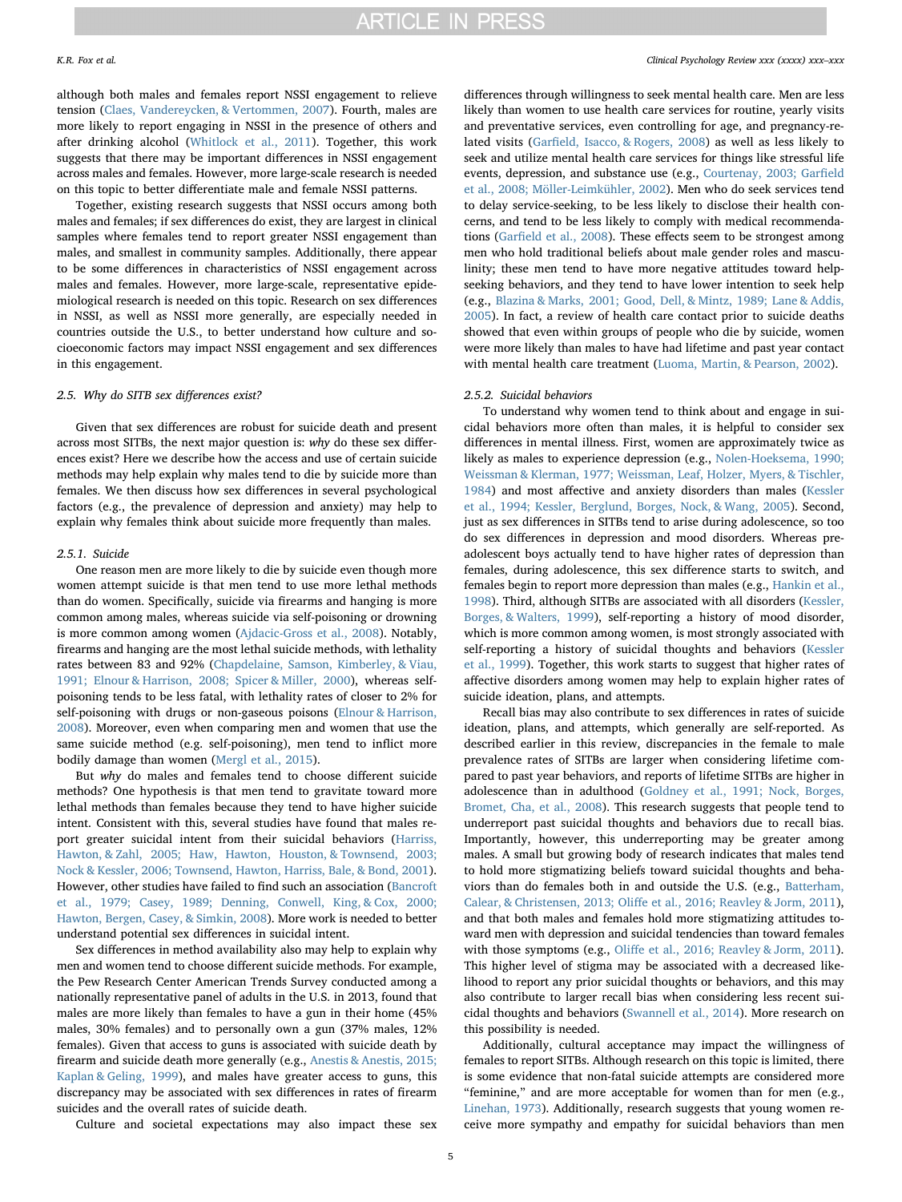although both males and females report NSSI engagement to relieve tension (Claes, Vandereycken, & Vertommen, 2007). Fourth, males are more likely to report engaging in NSSI in the presence of others and after drinking alcohol (Whitlock et al., 2011). Together, this work suggests that there may be important differences in NSSI engagement across males and females. However, more large-scale research is needed on this topic to better differentiate male and female NSSI patterns.

Together, existing research suggests that NSSI occurs among both males and females; if sex differences do exist, they are largest in clinical samples where females tend to report greater NSSI engagement than males, and smallest in community samples. Additionally, there appear to be some differences in characteristics of NSSI engagement across males and females. However, more large-scale, representative epidemiological research is needed on this topic. Research on sex differences in NSSI, as well as NSSI more generally, are especially needed in countries outside the U.S., to better understand how culture and socioeconomic factors may impact NSSI engagement and sex differences in this engagement.

### 2.5. Why do SITB sex differences exist?

Given that sex differences are robust for suicide death and present across most SITBs, the next major question is: *why* do these sex differences exist? Here we describe how the access and use of certain suicide methods may help explain why males tend to die by suicide more than females. We then discuss how sex differences in several psychological factors (e.g., the prevalence of depression and anxiety) may help to explain why females think about suicide more frequently than males.

#### 2.5.1. Suicide

One reason men are more likely to die by suicide even though more women attempt suicide is that men tend to use more lethal methods than do women. Specifically, suicide via firearms and hanging is more common among males, whereas suicide via self-poisoning or drowning is more common among women (Ajdacic-Gross et al., 2008). Notably, firearms and hanging are the most lethal suicide methods, with lethality rates between 83 and 92% (Chapdelaine, Samson, Kimberley, & Viau, 1991; Elnour & Harrison, 2008; Spicer & Miller, 2000), whereas self-poisoning tends to be less fatal, with lethality rates of closer to 2% for self-poisoning with drugs or non-gaseous poisons (Elnour & Harrison, 2008). Moreover, even when comparing men and women that use the same suicide method (e.g. self-poisoning), men tend to inflict more bodily damage than women (Mergl et al., 2015).

But *why* do males and females tend to choose different suicide methods? One hypothesis is that men tend to gravitate toward more lethal methods than females because they tend to have higher suicide intent. Consistent with this, several studies have found that males report greater suicidal intent from their suicidal behaviors (Harriss, Hawton, & Zahl, 2005; Haw, Hawton, Houston, & Townsend, 2003; Nock & Kessler, 2006; Townsend, Hawton, Harriss, Bale, & Bond, 2001). However, other studies have failed to find such an association (Bancroft et al., 1979; Casey, 1989; Denning, Conwell, King, & Cox, 2000; Hawton, Bergen, Casey, & Simkin, 2008). More work is needed to better understand potential sex differences in suicidal intent.

Sex differences in method availability also may help to explain why men and women tend to choose different suicide methods. For example, the Pew Research Center American Trends Survey conducted among a nationally representative panel of adults in the U.S. in 2013, found that males are more likely than females to have a gun in their home (45% males, 30% females) and to personally own a gun (37% males, 12% females). Given that access to guns is associated with suicide death by firearm and suicide death more generally (e.g., Anestis & Anestis, 2015; Kaplan & Geling, 1999), and males have greater access to guns, this discrepancy may be associated with sex differences in rates of firearm suicides and the overall rates of suicide death.

Culture and societal expectations may also impact these sex differences through willingness to seek mental health care. Men are less likely than women to use health care services for routine, yearly visits and preventative services, even controlling for age, and pregnancy-related visits (Garfield, Isacco, & Rogers, 2008) as well as less likely to seek and utilize mental health care services for things like stressful life events, depression, and substance use (e.g., Courtenay, 2003; Garfield et al., 2008; Möller-Leimkühler, 2002). Men who do seek services tend to delay service-seeking, to be less likely to disclose their health concerns, and tend to be less likely to comply with medical recommendations (Garfield et al., 2008). These effects seem to be strongest among men who hold traditional beliefs about male gender roles and masculinity; these men tend to have more negative attitudes toward help-seeking behaviors, and they tend to have lower intention to seek help (e.g., Blazina & Marks, 2001; Good, Dell, & Mintz, 1989; Lane & Addis, 2005). In fact, a review of health care contact prior to suicide deaths showed that even within groups of people who die by suicide, women were more likely than males to have had lifetime and past year contact with mental health care treatment (Luoma, Martin, & Pearson, 2002).

#### 2.5.2. Suicidal behaviors

To understand why women tend to think about and engage in suicidal behaviors more often than males, it is helpful to consider sex differences in mental illness. First, women are approximately twice as likely as males to experience depression (e.g., Nolen-Hoeksema, 1990; Weissman & Klerman, 1977; Weissman, Leaf, Holzer, Myers, & Tischler, 1984) and most affective and anxiety disorders than males (Kessler et al., 1994; Kessler, Berglund, Borges, Nock, & Wang, 2005). Second, just as sex differences in SITBs tend to arise during adolescence, so too do sex differences in depression and mood disorders. Whereas preadolescent boys actually tend to have higher rates of depression than females, during adolescence, this sex difference starts to switch, and females begin to report more depression than males (e.g., Hankin et al., 1998). Third, although SITBs are associated with all disorders (Kessler, Borges, & Walters, 1999), self-reporting a history of mood disorder, which is more common among women, is most strongly associated with self-reporting a history of suicidal thoughts and behaviors (Kessler et al., 1999). Together, this work starts to suggest that higher rates of affective disorders among women may help to explain higher rates of suicide ideation, plans, and attempts.

Recall bias may also contribute to sex differences in rates of suicide ideation, plans, and attempts, which generally are self-reported. As described earlier in this review, discrepancies in the female to male prevalence rates of SITBs are larger when considering lifetime compared to past year behaviors, and reports of lifetime SITBs are higher in adolescence than in adulthood (Goldney et al., 1991; Nock, Borges, Bromet, Cha, et al., 2008). This research suggests that people tend to underreport past suicidal thoughts and behaviors due to recall bias. Importantly, however, this underreporting may be greater among males. A small but growing body of research indicates that males tend to hold more stigmatizing beliefs toward suicidal thoughts and behaviors than do females both in and outside the U.S. (e.g., Batterham, Calear, & Christensen, 2013; Oliffe et al., 2016; Reavley & Jorm, 2011), and that both males and females hold more stigmatizing attitudes toward men with depression and suicidal tendencies than toward females with those symptoms (e.g., Oliffe et al., 2016; Reavley & Jorm, 2011). This higher level of stigma may be associated with a decreased likelihood to report any prior suicidal thoughts or behaviors, and this may also contribute to larger recall bias when considering less recent suicidal thoughts and behaviors (Swannell et al., 2014). More research on this possibility is needed.

Additionally, cultural acceptance may impact the willingness of females to report SITBs. Although research on this topic is limited, there is some evidence that non-fatal suicide attempts are considered more "feminine," and are more acceptable for women than for men (e.g., Linehan, 1973). Additionally, research suggests that young women receive more sympathy and empathy for suicidal behaviors than men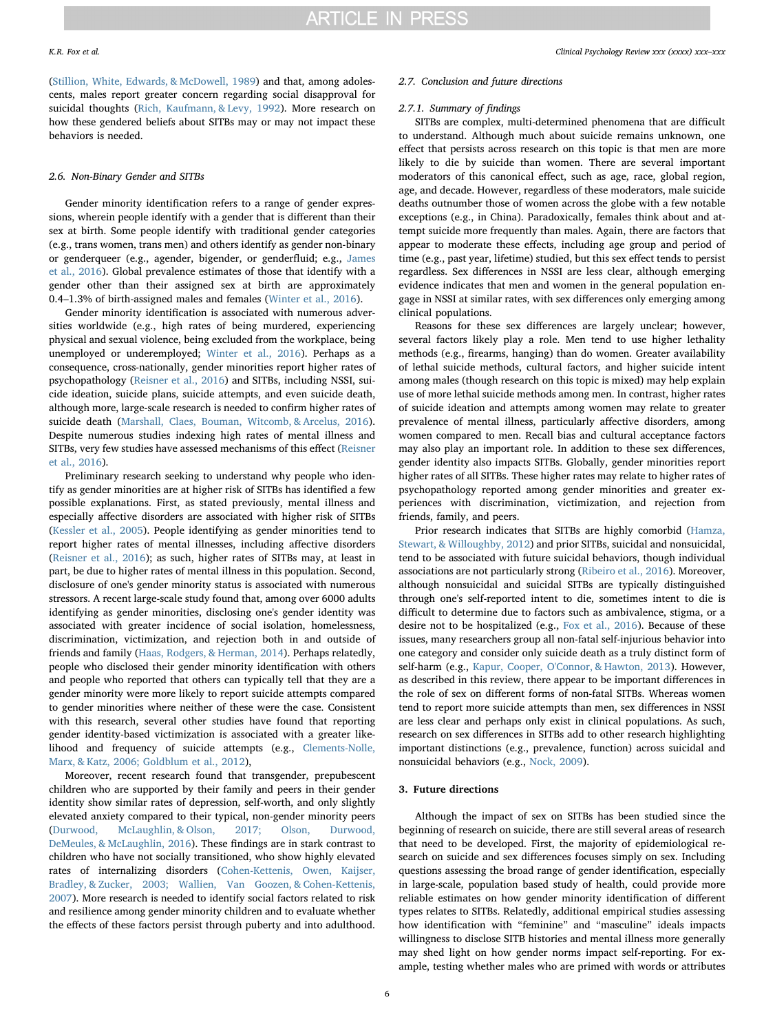(Stillion, White, Edwards, & McDowell, 1989) and that, among adolescents, males report greater concern regarding social disapproval for suicidal thoughts (Rich, Kaufmann, & Levy, 1992). More research on how these gendered beliefs about SITBs may or may not impact these behaviors is needed.

### 2.6. Non-Binary Gender and SITBs

Gender minority identification refers to a range of gender expressions, wherein people identify with a gender that is different than their sex at birth. Some people identify with traditional gender categories (e.g., trans women, trans men) and others identify as gender non-binary or genderqueer (e.g., agender, bigender, or genderfluid; e.g., James et al., 2016). Global prevalence estimates of those that identify with a gender other than their assigned sex at birth are approximately 0.4–1.3% of birth-assigned males and females (Winter et al., 2016).

Gender minority identification is associated with numerous adversities worldwide (e.g., high rates of being murdered, experiencing physical and sexual violence, being excluded from the workplace, being unemployed or underemployed; Winter et al., 2016). Perhaps as a consequence, cross-nationally, gender minorities report higher rates of psychopathology (Reisner et al., 2016) and SITBs, including NSSI, suicide ideation, suicide plans, suicide attempts, and even suicide death, although more, large-scale research is needed to confirm higher rates of suicide death (Marshall, Claes, Bouman, Witcomb, & Arcelus, 2016). Despite numerous studies indexing high rates of mental illness and SITBs, very few studies have assessed mechanisms of this effect (Reisner et al., 2016).

Preliminary research seeking to understand why people who identify as gender minorities are at higher risk of SITBs has identified a few possible explanations. First, as stated previously, mental illness and especially affective disorders are associated with higher risk of SITBs (Kessler et al., 2005). People identifying as gender minorities tend to report higher rates of mental illnesses, including affective disorders (Reisner et al., 2016); as such, higher rates of SITBs may, at least in part, be due to higher rates of mental illness in this population. Second, disclosure of one's gender minority status is associated with numerous stressors. A recent large-scale study found that, among over 6000 adults identifying as gender minorities, disclosing one's gender identity was associated with greater incidence of social isolation, homelessness, discrimination, victimization, and rejection both in and outside of friends and family (Haas, Rodgers, & Herman, 2014). Perhaps relatedly, people who disclosed their gender minority identification with others and people who reported that others can typically tell that they are a gender minority were more likely to report suicide attempts compared to gender minorities where neither of these were the case. Consistent with this research, several other studies have found that reporting gender identity-based victimization is associated with a greater likelihood and frequency of suicide attempts (e.g., Clements-Nolle, Marx, & Katz, 2006; Goldblum et al., 2012),

Moreover, recent research found that transgender, prepubescent children who are supported by their family and peers in their gender identity show similar rates of depression, self-worth, and only slightly elevated anxiety compared to their typical, non-gender minority peers (Durwood, McLaughlin, & Olson, 2017; Olson, Durwood, DeMeules, & McLaughlin, 2016). These findings are in stark contrast to children who have not socially transitioned, who show highly elevated rates of internalizing disorders (Cohen-Kettenis, Owen, Kaijser, Bradley, & Zucker, 2003; Wallien, Van Goozen, & Cohen-Kettenis, 2007). More research is needed to identify social factors related to risk and resilience among gender minority children and to evaluate whether the effects of these factors persist through puberty and into adulthood.

### 2.7. Conclusion and future directions

#### 2.7.1. Summary of findings

SITBs are complex, multi-determined phenomena that are difficult to understand. Although much about suicide remains unknown, one effect that persists across research on this topic is that men are more likely to die by suicide than women. There are several important moderators of this canonical effect, such as age, race, global region, age, and decade. However, regardless of these moderators, male suicide deaths outnumber those of women across the globe with a few notable exceptions (e.g., in China). Paradoxically, females think about and attempt suicide more frequently than males. Again, there are factors that appear to moderate these effects, including age group and period of time (e.g., past year, lifetime) studied, but this sex effect tends to persist regardless. Sex differences in NSSI are less clear, although emerging evidence indicates that men and women in the general population engage in NSSI at similar rates, with sex differences only emerging among clinical populations.

Reasons for these sex differences are largely unclear; however, several factors likely play a role. Men tend to use higher lethality methods (e.g., firearms, hanging) than do women. Greater availability of lethal suicide methods, cultural factors, and higher suicide intent among males (though research on this topic is mixed) may help explain use of more lethal suicide methods among men. In contrast, higher rates of suicide ideation and attempts among women may relate to greater prevalence of mental illness, particularly affective disorders, among women compared to men. Recall bias and cultural acceptance factors may also play an important role. In addition to these sex differences, gender identity also impacts SITBs. Globally, gender minorities report higher rates of all SITBs. These higher rates may relate to higher rates of psychopathology reported among gender minorities and greater experiences with discrimination, victimization, and rejection from friends, family, and peers.

Prior research indicates that SITBs are highly comorbid (Hamza, Stewart, & Willoughby, 2012) and prior SITBs, suicidal and nonsuicidal, tend to be associated with future suicidal behaviors, though individual associations are not particularly strong (Ribeiro et al., 2016). Moreover, although nonsuicidal and suicidal SITBs are typically distinguished through one's self-reported intent to die, sometimes intent to die is difficult to determine due to factors such as ambivalence, stigma, or a desire not to be hospitalized (e.g., Fox et al., 2016). Because of these issues, many researchers group all non-fatal self-injurious behavior into one category and consider only suicide death as a truly distinct form of self-harm (e.g., Kapur, Cooper, O'Connor, & Hawton, 2013). However, as described in this review, there appear to be important differences in the role of sex on different forms of non-fatal SITBs. Whereas women tend to report more suicide attempts than men, sex differences in NSSI are less clear and perhaps only exist in clinical populations. As such, research on sex differences in SITBs add to other research highlighting important distinctions (e.g., prevalence, function) across suicidal and nonsuicidal behaviors (e.g., Nock, 2009).

## 3. Future directions

Although the impact of sex on SITBs has been studied since the beginning of research on suicide, there are still several areas of research that need to be developed. First, the majority of epidemiological research on suicide and sex differences focuses simply on sex. Including questions assessing the broad range of gender identification, especially in large-scale, population based study of health, could provide more reliable estimates on how gender minority identification of different types relates to SITBs. Relatedly, additional empirical studies assessing how identification with "feminine" and "masculine" ideals impacts willingness to disclose SITB histories and mental illness more generally may shed light on how gender norms impact self-reporting. For example, testing whether males who are primed with words or attributes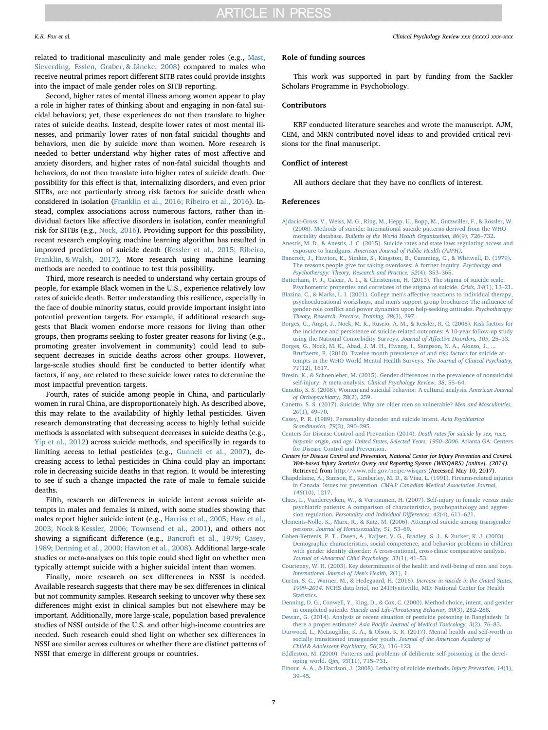related to traditional masculinity and male gender roles (e.g., Mast, Sieverding, Esslen, Graber, & Jäncke, 2008) compared to males who receive neutral primes report different SITB rates could provide insights into the impact of male gender roles on SITB reporting.

Second, higher rates of mental illness among women appear to play a role in higher rates of thinking about and engaging in non-fatal suicidal behaviors; yet, these experiences do not then translate to higher rates of suicide deaths. Instead, despite lower rates of most mental illnesses, and primarily lower rates of non-fatal suicidal thoughts and behaviors, men die by suicide *more* than women. More research is needed to better understand why higher rates of most affective and anxiety disorders, and higher rates of non-fatal suicidal thoughts and behaviors, do not then translate into higher rates of suicide death. One possibility for this effect is that, internalizing disorders, and even prior SITBs, are not particularly strong risk factors for suicide death when considered in isolation (Franklin et al., 2016; Ribeiro et al., 2016). Instead, complex associations across numerous factors, rather than individual factors like affective disorders in isolation, confer meaningful risk for SITBs (e.g., Nock, 2016). Providing support for this possibility, recent research employing machine learning algorithm has resulted in improved prediction of suicide death (Kessler et al., 2015; Ribeiro, Franklin, & Walsh, 2017). More research using machine learning methods are needed to continue to test this possibility.

Third, more research is needed to understand why certain groups of people, for example Black women in the U.S., experience relatively low rates of suicide death. Better understanding this resilience, especially in the face of double minority status, could provide important insight into potential prevention targets. For example, if additional research suggests that Black women endorse more reasons for living than other groups, then programs seeking to foster greater reasons for living (e.g., promoting greater involvement in community) could lead to subsequent decreases in suicide deaths across other groups. However, large-scale studies should first be conducted to better identify what factors, if any, are related to these suicide lower rates to determine the most impactful prevention targets.

Fourth, rates of suicide among people in China, and particularly women in rural China, are disproportionately high. As described above, this may relate to the availability of highly lethal pesticides. Given research demonstrating that decreasing access to highly lethal suicide methods is associated with subsequent decreases in suicide deaths (e.g., Yip et al., 2012) across suicide methods, and specifically in regards to limiting access to lethal pesticides (e.g., Gunnell et al., 2007), decreasing access to lethal pesticides in China could play an important role in decreasing suicide deaths in that region. It would be interesting to see if such a change impacted the rate of male to female suicide deaths.

Fifth, research on differences in suicide intent across suicide attempts in males and females is mixed, with some studies showing that males report higher suicide intent (e.g., Harriss et al., 2005; Haw et al., 2003; Nock & Kessler, 2006; Townsend et al., 2001), and others not showing a significant difference (e.g., Bancroft et al., 1979; Casey, 1989; Denning et al., 2000; Hawton et al., 2008). Additional large-scale studies or meta-analyses on this topic could shed light on whether men typically attempt suicide with a higher suicidal intent than women.

Finally, more research on sex differences in NSSI is needed. Available research suggests that there may be sex differences in clinical but not community samples. Research seeking to uncover why these sex differences might exist in clinical samples but not elsewhere may be important. Additionally, more large-scale, population based prevalence studies of NSSI outside of the U.S. and other high-income countries are needed. Such research could shed light on whether sex differences in NSSI are similar across cultures or whether there are distinct patterns of NSSI that emerge in different groups or countries.

## Role of funding sources

This work was supported in part by funding from the Sackler Scholars Programme in Psychobiology.

## Contributors

KRF conducted literature searches and wrote the manuscript. AJM, CEM, and MKN contributed novel ideas to and provided critical revisions for the final manuscript.

## Conflict of interest

All authors declare that they have no conflicts of interest.

## References

Ajdacic-Gross, V., Weiss, M. G., Ring, M., Hepp, U., Bopp, M., Gutzwiller, F., & Rössler, W. (2008). Methods of suicide: International suicide patterns derived from the WHO mortality database. *Bulletin of the World Health Organization, 86*(9), 726–732.

Anestis, M. D., & Anestis, J. C. (2015). Suicide rates and state laws regulating access and exposure to handguns. *American Journal of Public Health (AJPH)*.

Bancroft, J., Hawton, K., Simkin, S., Kingston, B., Cumming, C., & Whitwell, D. (1979). The reasons people give for taking overdoses: A further inquiry. *Psychology and Psychotherapy: Theory, Research and Practice, 52*(4), 353–365.

Batterham, P. J., Calear, A. L., & Christensen, H. (2013). The stigma of suicide scale: Psychometric properties and correlates of the stigma of suicide. *Crisis, 34*(1), 13–21.

Blazina, C., & Marks, L. I. (2001). College men's affective reactions to individual therapy, psychoeducational workshops, and men's support group brochures: The influence of gender-role conflict and power dynamics upon help-seeking attitudes. *Psychotherapy: Theory, Research, Practice, Training, 38*(3), 297.

Borges, G., Angst, J., Nock, M. K., Ruscio, A. M., & Kessler, R. C. (2008). Risk factors for the incidence and persistence of suicide-related outcomes: A 10-year follow-up study using the National Comorbidity Surveys. *Journal of Affective Disorders, 105*, 25–33.

Borges, G., Nock, M. K., Abad, J. M. H., Hwang, I., Sampson, N. A., Alonso, J., ... Bruffaerts, R. (2010). Twelve month prevalence of and risk factors for suicide attempts in the WHO World Mental Health Surveys. *The Journal of Clinical Psychiatry, 71*(12), 1617.

Bresin, K., & Schoenleber, M. (2015). Gender differences in the prevalence of nonsuicidal self-injury: A meta-analysis. *Clinical Psychology Review, 38*, 55–64.

Canetto, S. S. (2008). Women and suicidal behavior: A cultural analysis. *American Journal of Orthopsychiatry, 78*(2), 259.

Canetto, S. S. (2017). Suicide: Why are older men so vulnerable? *Men and Masculinities, 20*(1), 49–70.

Casey, P. R. (1989). Personality disorder and suicide intent. *Acta Psychiatrica Scandinavica, 79*(3), 290–295.

Centers for Disease Control and Prevention (2014). *Death rates for suicide by sex, race, hispanic origin, and age: United States, Selected Years, 1950–2006*. Atlanta GA: Centers for Disease Control and Prevention.

*Centers for Disease Control and Prevention, National Center for Injury Prevention and Control. Web-based Injury Statistics Query and Reporting System (WISQARS) [online]. (2014).* Retrieved from http://www.cdc.gov/ncipc/wisqars (Accessed May 10, 2017).

Chapdelaine, A., Samson, E., Kimberley, M. D., & Viau, L. (1991). Firearm-related injuries in Canada: Issues for prevention. *CMAJ: Canadian Medical Association Journal, 145*(10), 1217.

Claes, L., Vandereycken, W., & Vertommen, H. (2007). Self-injury in female versus male psychiatric patients: A comparison of characteristics, psychopathology and aggression regulation. *Personality and Individual Differences, 42*(4), 611–621.

Clements-Nolle, K., Marx, R., & Katz, M. (2006). Attempted suicide among transgender persons. *Journal of Homosexuality, 51*, 53–69.

Cohen-Kettenis, P. T., Owen, A., Kaijser, V. G., Bradley, S. J., & Zucker, K. J. (2003). Demographic characteristics, social competence, and behavior problems in children with gender identity disorder: A cross-national, cross-clinic comparative analysis. *Journal of Abnormal Child Psychology, 31*(1), 41–53.

Courtenay, W. H. (2003). Key determinants of the health and well-being of men and boys. *International Journal of Men's Health, 2*(1), 1.

Curtin, S. C., Warner, M., & Hedegaard, H. (2016). *Increase in suicide in the United States, 1999–2014*. NCHS data brief, no 241Hyattsville, MD: National Center for Health Statistics.

Denning, D. G., Conwell, Y., King, D., & Cox, C. (2000). Method choice, intent, and gender in completed suicide. *Suicide and Life-Threatening Behavior, 30*(3), 282–288.

Dewan, G. (2014). Analysis of recent situation of pesticide poisoning in Bangladesh: Is there a proper estimate? *Asia Pacific Journal of Medical Toxicology, 3*(2), 76–83.

Durwood, L., McLaughlin, K. A., & Olson, K. R. (2017). Mental health and self-worth in socially transitioned transgender youth. *Journal of the American Academy of Child & Adolescent Psychiatry, 56*(2), 116–123.

Eddleston, M. (2000). Patterns and problems of deliberate self-poisoning in the developing world. *Qjm, 93*(11), 715–731.

Elnour, A. A., & Harrison, J. (2008). Lethality of suicide methods. *Injury Prevention, 14*(1), 39–45.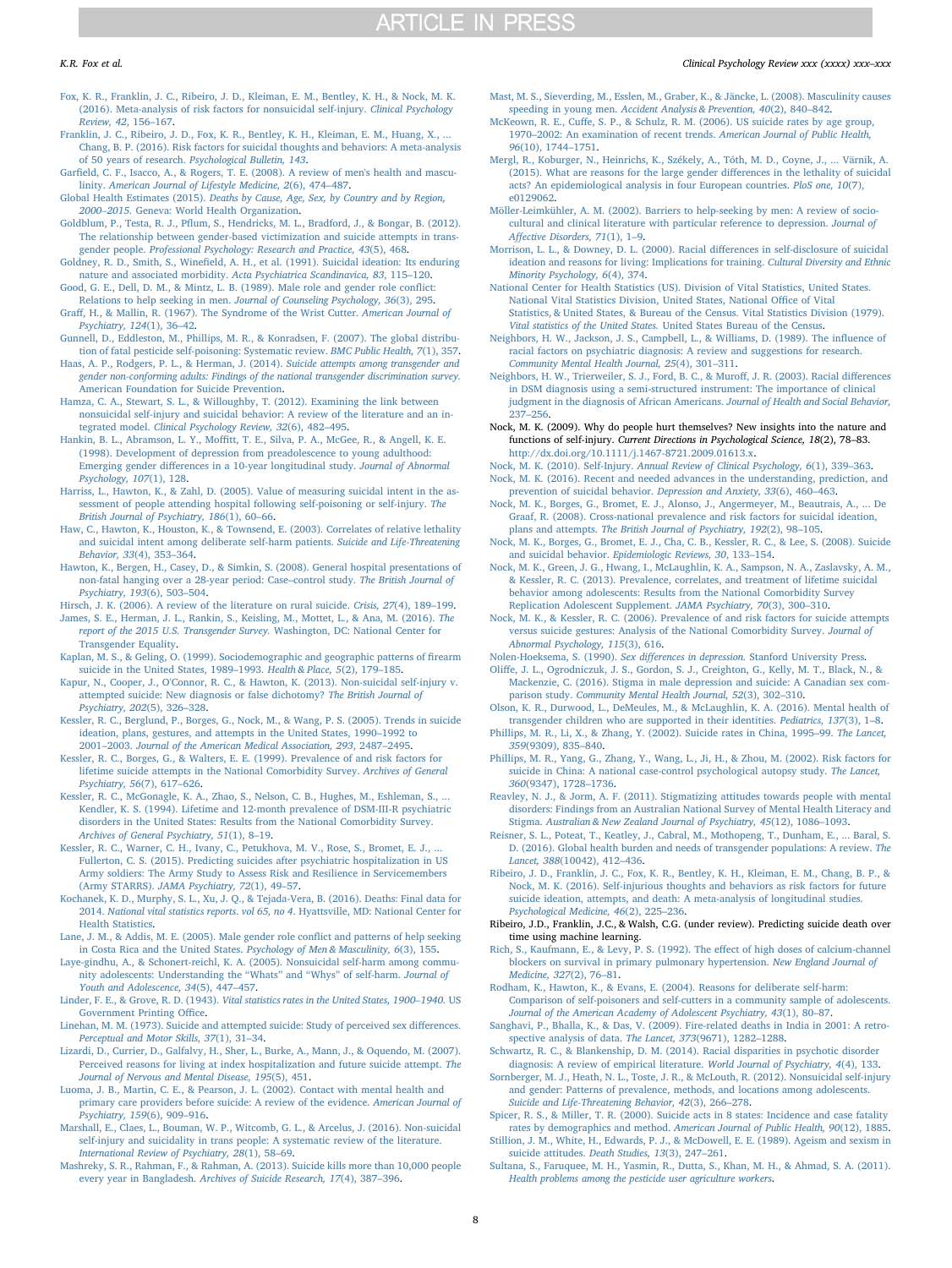Fox, K. R., Franklin, J. C., Ribeiro, J. D., Kleiman, E. M., Bentley, K. H., & Nock, M. K. (2016). Meta-analysis of risk factors for nonsuicidal self-injury. *Clinical Psychology Review, 42*, 156–167.

Franklin, J. C., Ribeiro, J. D., Fox, K. R., Bentley, K. H., Kleiman, E. M., Huang, X., ... Chang, B. P. (2016). Risk factors for suicidal thoughts and behaviors: A meta-analysis of 50 years of research. *Psychological Bulletin, 143*.

Garfield, C. F., Isacco, A., & Rogers, T. E. (2008). A review of men's health and masculinity. *American Journal of Lifestyle Medicine, 2*(6), 474–487.

Global Health Estimates (2015). *Deaths by Cause, Age, Sex, by Country and by Region, 2000–2015.* Geneva: World Health Organization.

Goldblum, P., Testa, R. J., Pflum, S., Hendricks, M. L., Bradford, J., & Bongar, B. (2012). The relationship between gender-based victimization and suicide attempts in transgender people. *Professional Psychology: Research and Practice, 43*(5), 468.

Goldney, R. D., Smith, S., Winefield, A. H., et al. (1991). Suicidal ideation: Its enduring nature and associated morbidity. *Acta Psychiatrica Scandinavica, 83*, 115–120.

Good, G. E., Dell, D. M., & Mintz, L. B. (1989). Male role and gender role conflict: Relations to help seeking in men. *Journal of Counseling Psychology, 36*(3), 295.

Graff, H., & Mallin, R. (1967). The Syndrome of the Wrist Cutter. *American Journal of Psychiatry, 124*(1), 36–42.

Gunnell, D., Eddleston, M., Phillips, M. R., & Konradsen, F. (2007). The global distribution of fatal pesticide self-poisoning: Systematic review. *BMC Public Health, 7*(1), 357.

Haas, A. P., Rodgers, P. L., & Herman, J. (2014). *Suicide attempts among transgender and gender non-conforming adults: Findings of the national transgender discrimination survey.* American Foundation for Suicide Prevention.

Hamza, C. A., Stewart, S. L., & Willoughby, T. (2012). Examining the link between nonsuicidal self-injury and suicidal behavior: A review of the literature and an integrated model. *Clinical Psychology Review, 32*(6), 482–495.

Hankin, B. L., Abramson, L. Y., Moffitt, T. E., Silva, P. A., McGee, R., & Angell, K. E. (1998). Development of depression from preadolescence to young adulthood: Emerging gender differences in a 10-year longitudinal study. *Journal of Abnormal Psychology, 107*(1), 128.

Harriss, L., Hawton, K., & Zahl, D. (2005). Value of measuring suicidal intent in the assessment of people attending hospital following self-poisoning or self-injury. *The British Journal of Psychiatry, 186*(1), 60–66.

Haw, C., Hawton, K., Houston, K., & Townsend, E. (2003). Correlates of relative lethality and suicidal intent among deliberate self-harm patients. *Suicide and Life-Threatening Behavior, 33*(4), 353–364.

Hawton, K., Bergen, H., Casey, D., & Simkin, S. (2008). General hospital presentations of non-fatal hanging over a 28-year period: Case–control study. *The British Journal of Psychiatry, 193*(6), 503–504.

Hirsch, J. K. (2006). A review of the literature on rural suicide. *Crisis, 27*(4), 189–199.

James, S. E., Herman, J. L., Rankin, S., Keisling, M., Mottet, L., & Ana, M. (2016). *The report of the 2015 U.S. Transgender Survey.* Washington, DC: National Center for Transgender Equality.

Kaplan, M. S., & Geling, O. (1999). Sociodemographic and geographic patterns of firearm suicide in the United States, 1989–1993. *Health & Place, 5*(2), 179–185.

Kapur, N., Cooper, J., O'Connor, R. C., & Hawton, K. (2013). Non-suicidal self-injury v. attempted suicide: New diagnosis or false dichotomy? *The British Journal of Psychiatry, 202*(5), 326–328.

Kessler, R. C., Berglund, P., Borges, G., Nock, M., & Wang, P. S. (2005). Trends in suicide ideation, plans, gestures, and attempts in the United States, 1990–1992 to 2001–2003. *Journal of the American Medical Association, 293*, 2487–2495.

Kessler, R. C., Borges, G., & Walters, E. E. (1999). Prevalence of and risk factors for lifetime suicide attempts in the National Comorbidity Survey. *Archives of General Psychiatry, 56*(7), 617–626.

Kessler, R. C., McGonagle, K. A., Zhao, S., Nelson, C. B., Hughes, M., Eshleman, S., ... Kendler, K. S. (1994). Lifetime and 12-month prevalence of DSM-III-R psychiatric disorders in the United States: Results from the National Comorbidity Survey. *Archives of General Psychiatry, 51*(1), 8–19.

Kessler, R. C., Warner, C. H., Ivany, C., Petukhova, M. V., Rose, S., Bromet, E. J., ... Fullerton, C. S. (2015). Predicting suicides after psychiatric hospitalization in US Army soldiers: The Army Study to Assess Risk and Resilience in Servicemembers (Army STARRS). *JAMA Psychiatry, 72*(1), 49–57.

Kochanek, K. D., Murphy, S. L., Xu, J. Q., & Tejada-Vera, B. (2016). Deaths: Final data for 2014. *National vital statistics reports. vol 65, no 4.* Hyattsville, MD: National Center for Health Statistics.

Lane, J. M., & Addis, M. E. (2005). Male gender role conflict and patterns of help seeking in Costa Rica and the United States. *Psychology of Men & Masculinity, 6*(3), 155.

Laye-gindhu, A., & Schonert-reichl, K. A. (2005). Nonsuicidal self-harm among community adolescents: Understanding the "Whats" and "Whys" of self-harm. *Journal of Youth and Adolescence, 34*(5), 447–457.

Linder, F. E., & Grove, R. D. (1943). *Vital statistics rates in the United States, 1900–1940.* US Government Printing Office.

Linehan, M. M. (1973). Suicide and attempted suicide: Study of perceived sex differences. *Perceptual and Motor Skills, 37*(1), 31–34.

Lizardi, D., Currier, D., Galfalvy, H., Sher, L., Burke, A., Mann, J., & Oquendo, M. (2007). Perceived reasons for living at index hospitalization and future suicide attempt. *The Journal of Nervous and Mental Disease, 195*(5), 451.

Luoma, J. B., Martin, C. E., & Pearson, J. L. (2002). Contact with mental health and primary care providers before suicide: A review of the evidence. *American Journal of Psychiatry, 159*(6), 909–916.

Marshall, E., Claes, L., Bouman, W. P., Witcomb, G. L., & Arcelus, J. (2016). Non-suicidal self-injury and suicidality in trans people: A systematic review of the literature. *International Review of Psychiatry, 28*(1), 58–69.

Mashreky, S. R., Rahman, F., & Rahman, A. (2013). Suicide kills more than 10,000 people every year in Bangladesh. *Archives of Suicide Research, 17*(4), 387–396.

Mast, M. S., Sieverding, M., Esslen, M., Graber, K., & Jäncke, L. (2008). Masculinity causes speeding in young men. *Accident Analysis & Prevention, 40*(2), 840–842.

McKeown, R. E., Cuffe, S. P., & Schulz, R. M. (2006). US suicide rates by age group, 1970–2002: An examination of recent trends. *American Journal of Public Health, 96*(10), 1744–1751.

Mergl, R., Koburger, N., Heinrichs, K., Székely, A., Tóth, M. D., Coyne, J., ... Värnik, A. (2015). What are reasons for the large gender differences in the lethality of suicidal acts? An epidemiological analysis in four European countries. *PloS one, 10*(7), e0129062.

Möller-Leimkühler, A. M. (2002). Barriers to help-seeking by men: A review of sociocultural and clinical literature with particular reference to depression. *Journal of Affective Disorders, 71*(1), 1–9.

Morrison, L. L., & Downey, D. L. (2000). Racial differences in self-disclosure of suicidal ideation and reasons for living: Implications for training. *Cultural Diversity and Ethnic Minority Psychology, 6*(4), 374.

National Center for Health Statistics (US). Division of Vital Statistics, United States. National Vital Statistics Division, United States, National Office of Vital Statistics, & United States, & Bureau of the Census. Vital Statistics Division (1979). *Vital statistics of the United States.* United States Bureau of the Census.

Neighbors, H. W., Jackson, J. S., Campbell, L., & Williams, D. (1989). The influence of racial factors on psychiatric diagnosis: A review and suggestions for research. *Community Mental Health Journal, 25*(4), 301–311.

Neighbors, H. W., Trierweiler, S. J., Ford, B. C., & Muroff, J. R. (2003). Racial differences in DSM diagnosis using a semi-structured instrument: The importance of clinical judgment in the diagnosis of African Americans. *Journal of Health and Social Behavior*, 237–256.

Nock, M. K. (2009). Why do people hurt themselves? New insights into the nature and functions of self-injury. *Current Directions in Psychological Science, 18*(2), 78–83. http://dx.doi.org/10.1111/j.1467-8721.2009.01613.x.

Nock, M. K. (2010). Self-Injury. *Annual Review of Clinical Psychology, 6*(1), 339–363.

Nock, M. K. (2016). Recent and needed advances in the understanding, prediction, and prevention of suicidal behavior. *Depression and Anxiety, 33*(6), 460–463.

Nock, M. K., Borges, G., Bromet, E. J., Alonso, J., Angermeyer, M., Beautrais, A., ... De Graaf, R. (2008). Cross-national prevalence and risk factors for suicidal ideation, plans and attempts. *The British Journal of Psychiatry, 192*(2), 98–105.

Nock, M. K., Borges, G., Bromet, E. J., Cha, C. B., Kessler, R. C., & Lee, S. (2008). Suicide and suicidal behavior. *Epidemiologic Reviews, 30*, 133–154.

Nock, M. K., Green, J. G., Hwang, I., McLaughlin, K. A., Sampson, N. A., Zaslavsky, A. M., & Kessler, R. C. (2013). Prevalence, correlates, and treatment of lifetime suicidal behavior among adolescents: Results from the National Comorbidity Survey Replication Adolescent Supplement. *JAMA Psychiatry, 70*(3), 300–310.

Nock, M. K., & Kessler, R. C. (2006). Prevalence of and risk factors for suicide attempts versus suicide gestures: Analysis of the National Comorbidity Survey. *Journal of Abnormal Psychology, 115*(3), 616.

Nolen-Hoeksema, S. (1990). *Sex differences in depression.* Stanford University Press.

Oliffe, J. L., Ogrodniczuk, J. S., Gordon, S. J., Creighton, G., Kelly, M. T., Black, N., & Mackenzie, C. (2016). Stigma in male depression and suicide: A Canadian sex comparison study. *Community Mental Health Journal, 52*(3), 302–310.

Olson, K. R., Durwood, L., DeMeules, M., & McLaughlin, K. A. (2016). Mental health of transgender children who are supported in their identities. *Pediatrics, 137*(3), 1–8.

Phillips, M. R., Li, X., & Zhang, Y. (2002). Suicide rates in China, 1995–99. *The Lancet, 359*(9309), 835–840.

Phillips, M. R., Yang, G., Zhang, Y., Wang, L., Ji, H., & Zhou, M. (2002). Risk factors for suicide in China: A national case-control psychological autopsy study. *The Lancet, 360*(9347), 1728–1736.

Reavley, N. J., & Jorm, A. F. (2011). Stigmatizing attitudes towards people with mental disorders: Findings from an Australian National Survey of Mental Health Literacy and Stigma. *Australian & New Zealand Journal of Psychiatry, 45*(12), 1086–1093.

Reisner, S. L., Poteat, T., Keatley, J., Cabral, M., Mothopeng, T., Dunham, E., ... Baral, S. D. (2016). Global health burden and needs of transgender populations: A review. *The Lancet, 388*(10042), 412–436.

Ribeiro, J. D., Franklin, J. C., Fox, K. R., Bentley, K. H., Kleiman, E. M., Chang, B. P., & Nock, M. K. (2016). Self-injurious thoughts and behaviors as risk factors for future suicide ideation, attempts, and death: A meta-analysis of longitudinal studies. *Psychological Medicine, 46*(2), 225–236.

Ribeiro, J.D., Franklin, J.C., & Walsh, C.G. (under review). Predicting suicide death over time using machine learning.

Rich, S., Kaufmann, E., & Levy, P. S. (1992). The effect of high doses of calcium-channel blockers on survival in primary pulmonary hypertension. *New England Journal of Medicine, 327*(2), 76–81.

Rodham, K., Hawton, K., & Evans, E. (2004). Reasons for deliberate self-harm: Comparison of self-poisoners and self-cutters in a community sample of adolescents. *Journal of the American Academy of Adolescent Psychiatry, 43*(1), 80–87.

Sanghavi, P., Bhalla, K., & Das, V. (2009). Fire-related deaths in India in 2001: A retrospective analysis of data. *The Lancet, 373*(9671), 1282–1288.

Schwartz, R. C., & Blankenship, D. M. (2014). Racial disparities in psychotic disorder diagnosis: A review of empirical literature. *World Journal of Psychiatry, 4*(4), 133.

Sornberger, M. J., Heath, N. L., Toste, J. R., & McLouth, R. (2012). Nonsuicidal self-injury and gender: Patterns of prevalence, methods, and locations among adolescents. *Suicide and Life-Threatening Behavior, 42*(3), 266–278.

Spicer, R. S., & Miller, T. R. (2000). Suicide acts in 8 states: Incidence and case fatality rates by demographics and method. *American Journal of Public Health, 90*(12), 1885.

Stillion, J. M., White, H., Edwards, P. J., & McDowell, E. E. (1989). Ageism and sexism in suicide attitudes. *Death Studies, 13*(3), 247–261.

Sultana, S., Faruquee, M. H., Yasmin, R., Dutta, S., Khan, M. H., & Ahmad, S. A. (2011). *Health problems among the pesticide user agriculture workers*.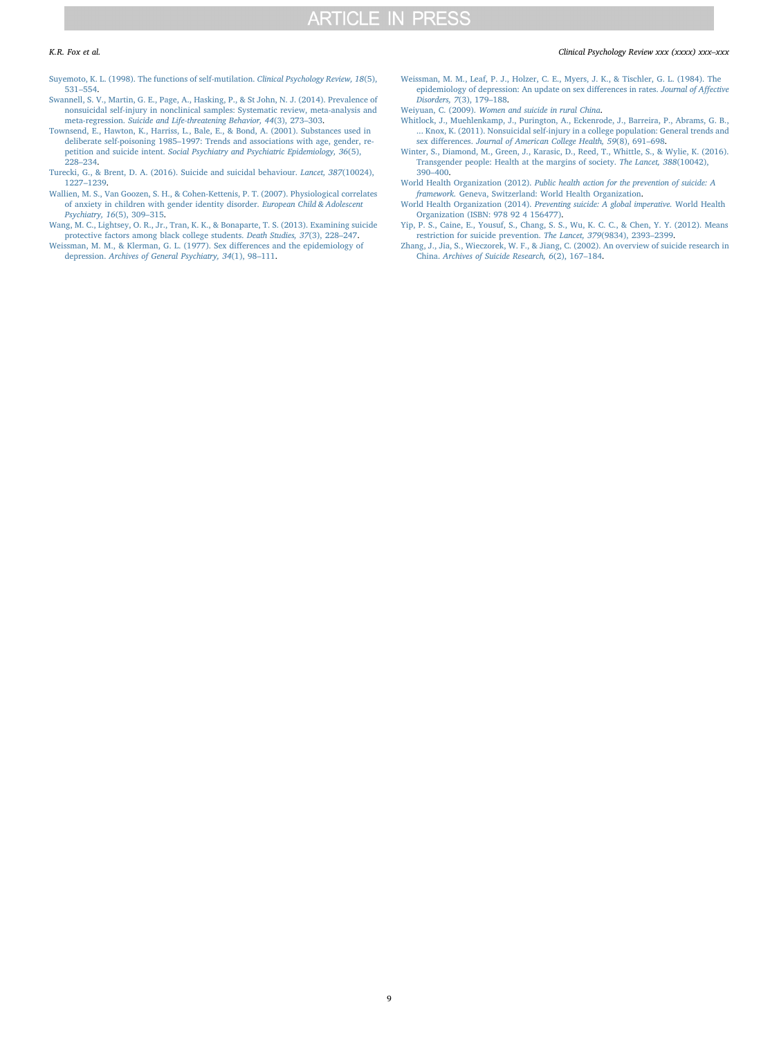Suyemoto, K. L. (1998). The functions of self-mutilation. *Clinical Psychology Review, 18*(5), 531–554.

Swannell, S. V., Martin, G. E., Page, A., Hasking, P., & St John, N. J. (2014). Prevalence of nonsuicidal self-injury in nonclinical samples: Systematic review, meta-analysis and meta-regression. *Suicide and Life-threatening Behavior, 44*(3), 273–303.

Townsend, E., Hawton, K., Harriss, L., Bale, E., & Bond, A. (2001). Substances used in deliberate self-poisoning 1985–1997: Trends and associations with age, gender, repetition and suicide intent. *Social Psychiatry and Psychiatric Epidemiology, 36*(5), 228–234.

Turecki, G., & Brent, D. A. (2016). Suicide and suicidal behaviour. *Lancet, 387*(10024), 1227–1239.

Wallien, M. S., Van Goozen, S. H., & Cohen-Kettenis, P. T. (2007). Physiological correlates of anxiety in children with gender identity disorder. *European Child & Adolescent Psychiatry, 16*(5), 309–315.

Wang, M. C., Lightsey, O. R., Jr., Tran, K. K., & Bonaparte, T. S. (2013). Examining suicide protective factors among black college students. *Death Studies, 37*(3), 228–247.

Weissman, M. M., & Klerman, G. L. (1977). Sex differences and the epidemiology of depression. *Archives of General Psychiatry, 34*(1), 98–111.

Weissman, M. M., Leaf, P. J., Holzer, C. E., Myers, J. K., & Tischler, G. L. (1984). The epidemiology of depression: An update on sex differences in rates. *Journal of Affective Disorders, 7*(3), 179–188.

Weiyuan, C. (2009). *Women and suicide in rural China*.

Whitlock, J., Muehlenkamp, J., Purington, A., Eckenrode, J., Barreira, P., Abrams, G. B., ... Knox, K. (2011). Nonsuicidal self-injury in a college population: General trends and sex differences. *Journal of American College Health, 59*(8), 691–698.

Winter, S., Diamond, M., Green, J., Karasic, D., Reed, T., Whittle, S., & Wylie, K. (2016). Transgender people: Health at the margins of society. *The Lancet, 388*(10042), 390–400.

World Health Organization (2012). *Public health action for the prevention of suicide: A framework.* Geneva, Switzerland: World Health Organization.

World Health Organization (2014). *Preventing suicide: A global imperative.* World Health Organization (ISBN: 978 92 4 156477).

Yip, P. S., Caine, E., Yousuf, S., Chang, S. S., Wu, K. C. C., & Chen, Y. Y. (2012). Means restriction for suicide prevention. *The Lancet, 379*(9834), 2393–2399.

Zhang, J., Jia, S., Wieczorek, W. F., & Jiang, C. (2002). An overview of suicide research in China. *Archives of Suicide Research, 6*(2), 167–184.